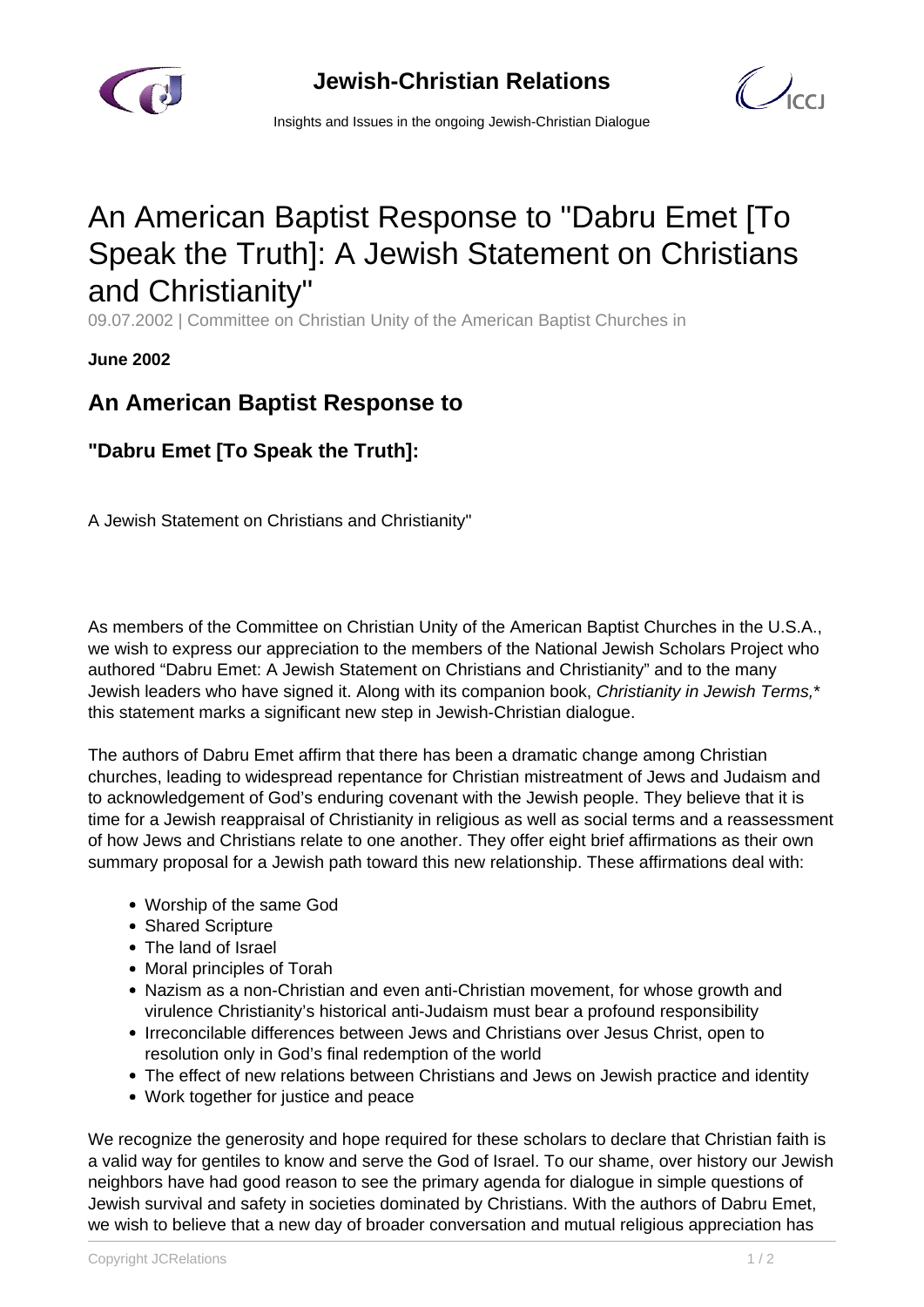# An American Baptist Response to "Dabru Emet [To Speak the Truth]: A Jewish Statement on Christians and Christianity"

09.07.2002 | Committee on Christian Unity of the American Baptist Churches in

**June 2002**

## An American Baptist Response to

## "Dabru Emet [To Speak the Truth]:

A Jewish Statement on Christians and Christianity"

As members of the Committee on Christian Unity of the American Baptist Churches in the U.S.A., we wish to express our appreciation to the members of the National Jewish Scholars Project who authored "Dabru Emet: A Jewish Statement on Christians and Christianity" and to the many Jewish leaders who have signed it. Along with its companion book, *Christianity in Jewish Terms,** this statement marks a significant new step in Jewish-Christian dialogue.

The authors of Dabru Emet affirm that there has been a dramatic change among Christian churches, leading to widespread repentance for Christian mistreatment of Jews and Judaism and to acknowledgement of God's enduring covenant with the Jewish people. They believe that it is time for a Jewish reappraisal of Christianity in religious as well as social terms and a reassessment of how Jews and Christians relate to one another. They offer eight brief affirmations as their own summary proposal for a Jewish path toward this new relationship. These affirmations deal with:

- Worship of the same God
- Shared Scripture
- The land of Israel
- Moral principles of Torah
- Nazism as a non-Christian and even anti-Christian movement, for whose growth and virulence Christianity's historical anti-Judaism must bear a profound responsibility
- Irreconcilable differences between Jews and Christians over Jesus Christ, open to resolution only in God's final redemption of the world
- The effect of new relations between Christians and Jews on Jewish practice and identity
- Work together for justice and peace

We recognize the generosity and hope required for these scholars to declare that Christian faith is a valid way for gentiles to know and serve the God of Israel. To our shame, over history our Jewish neighbors have had good reason to see the primary agenda for dialogue in simple questions of Jewish survival and safety in societies dominated by Christians. With the authors of Dabru Emet, we wish to believe that a new day of broader conversation and mutual religious appreciation has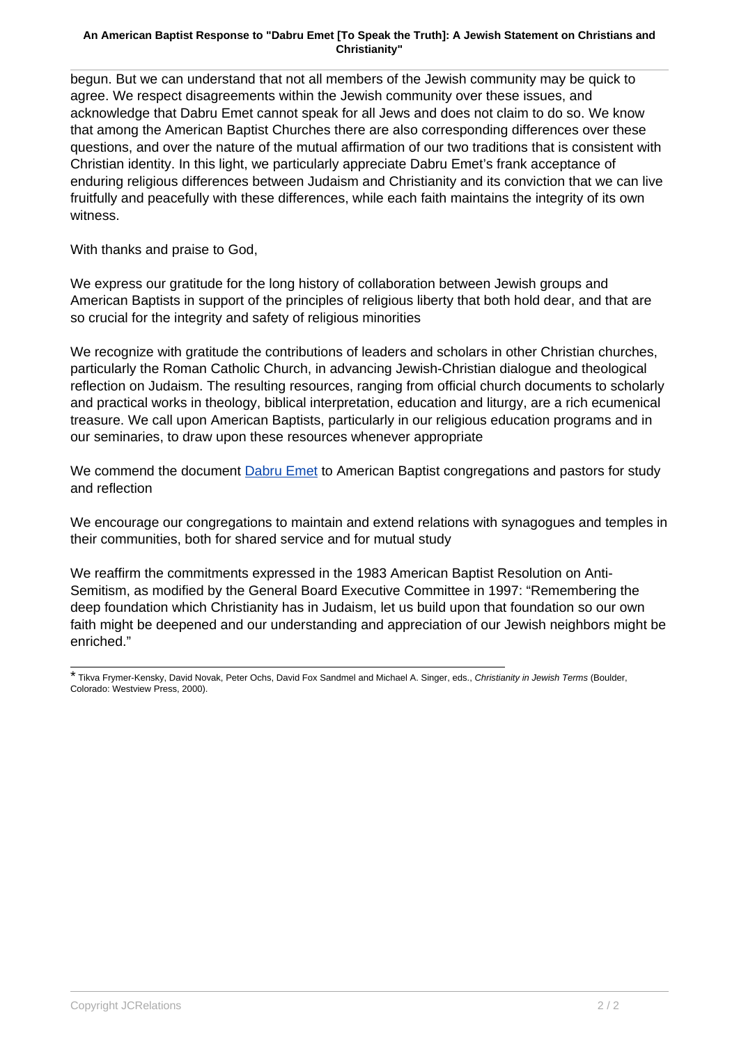begun. But we can understand that not all members of the Jewish community may be quick to agree. We respect disagreements within the Jewish community over these issues, and acknowledge that Dabru Emet cannot speak for all Jews and does not claim to do so. We know that among the American Baptist Churches there are also corresponding differences over these questions, and over the nature of the mutual affirmation of our two traditions that is consistent with Christian identity. In this light, we particularly appreciate Dabru Emet's frank acceptance of enduring religious differences between Judaism and Christianity and its conviction that we can live fruitfully and peacefully with these differences, while each faith maintains the integrity of its own witness.

With thanks and praise to God,

We express our gratitude for the long history of collaboration between Jewish groups and American Baptists in support of the principles of religious liberty that both hold dear, and that are so crucial for the integrity and safety of religious minorities

We recognize with gratitude the contributions of leaders and scholars in other Christian churches, particularly the Roman Catholic Church, in advancing Jewish-Christian dialogue and theological reflection on Judaism. The resulting resources, ranging from official church documents to scholarly and practical works in theology, biblical interpretation, education and liturgy, are a rich ecumenical treasure. We call upon American Baptists, particularly in our religious education programs and in our seminaries, to draw upon these resources whenever appropriate

We commend the document Dabru Emet to American Baptist congregations and pastors for study and reflection

We encourage our congregations to maintain and extend relations with synagogues and temples in their communities, both for shared service and for mutual study

We reaffirm the commitments expressed in the 1983 American Baptist Resolution on Anti-Semitism, as modified by the General Board Executive Committee in 1997: "Remembering the deep foundation which Christianity has in Judaism, let us build upon that foundation so our own faith might be deepened and our understanding and appreciation of our Jewish neighbors might be enriched."

---

* Tikva Frymer-Kensky, David Novak, Peter Ochs, David Fox Sandmel and Michael A. Singer, eds., *Christianity in Jewish Terms* (Boulder, Colorado: Westview Press, 2000).